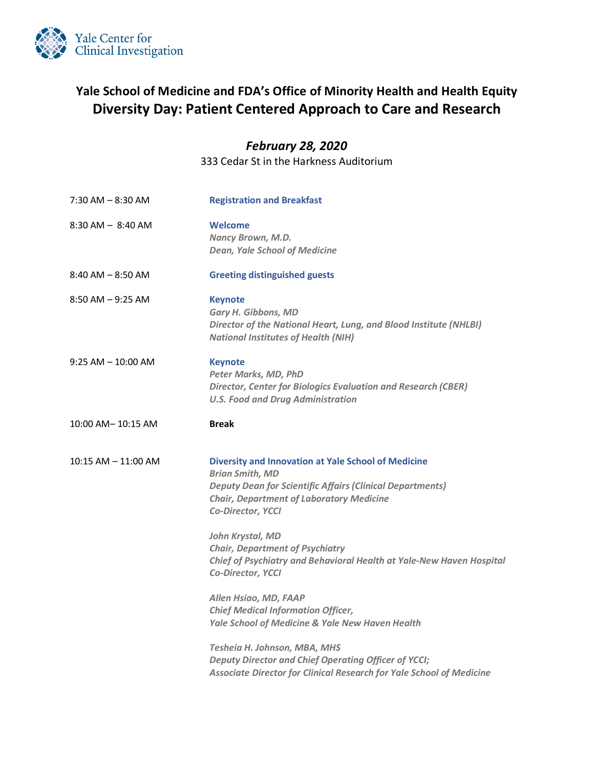Yale Center for Clinical Investigation

# Yale School of Medicine and FDA's Office of Minority Health and Health Equity

## Diversity Day: Patient Centered Approach to Care and Research

***February 28, 2020***

333 Cedar St in the Harkness Auditorium

| | |
|---|---|
| 7:30 AM – 8:30 AM | **Registration and Breakfast** |
| 8:30 AM – 8:40 AM | **Welcome**<br>***Nancy Brown, M.D.***<br>***Dean, Yale School of Medicine*** |
| 8:40 AM – 8:50 AM | **Greeting distinguished guests** |
| 8:50 AM – 9:25 AM | **Keynote**<br>***Gary H. Gibbons, MD***<br>***Director of the National Heart, Lung, and Blood Institute (NHLBI)***<br>***National Institutes of Health (NIH)*** |
| 9:25 AM – 10:00 AM | **Keynote**<br>***Peter Marks, MD, PhD***<br>***Director, Center for Biologics Evaluation and Research (CBER)***<br>***U.S. Food and Drug Administration*** |
| 10:00 AM– 10:15 AM | **Break** |
| 10:15 AM – 11:00 AM | **Diversity and Innovation at Yale School of Medicine**<br>***Brian Smith, MD***<br>***Deputy Dean for Scientific Affairs (Clinical Departments)***<br>***Chair, Department of Laboratory Medicine***<br>***Co-Director, YCCI***<br><br>***John Krystal, MD***<br>***Chair, Department of Psychiatry***<br>***Chief of Psychiatry and Behavioral Health at Yale-New Haven Hospital***<br>***Co-Director, YCCI***<br><br>***Allen Hsiao, MD, FAAP***<br>***Chief Medical Information Officer,***<br>***Yale School of Medicine & Yale New Haven Health***<br><br>***Tesheia H. Johnson, MBA, MHS***<br>***Deputy Director and Chief Operating Officer of YCCI;***<br>***Associate Director for Clinical Research for Yale School of Medicine*** |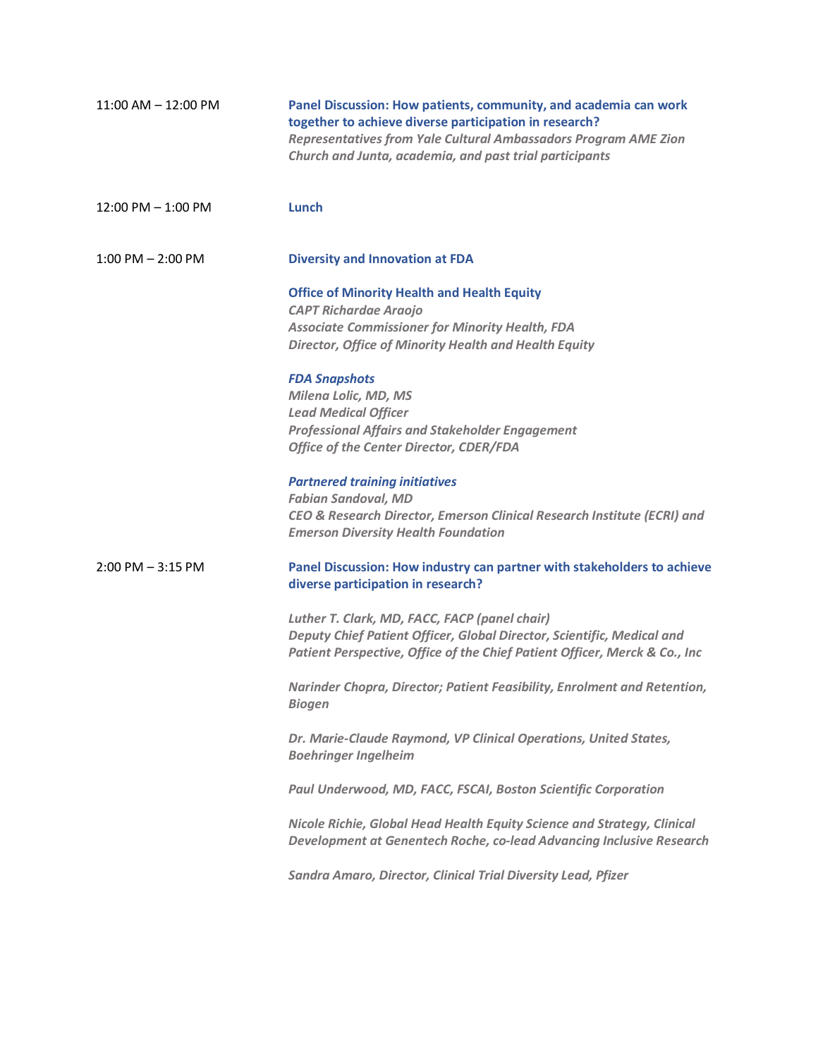| | |
|---|---|
| 11:00 AM – 12:00 PM | **Panel Discussion: How patients, community, and academia can work together to achieve diverse participation in research?**<br>***Representatives from Yale Cultural Ambassadors Program AME Zion Church and Junta, academia, and past trial participants*** |
| 12:00 PM – 1:00 PM | **Lunch** |
| 1:00 PM – 2:00 PM | **Diversity and Innovation at FDA**<br><br>**Office of Minority Health and Health Equity**<br>***CAPT Richardae Araojo***<br>***Associate Commissioner for Minority Health, FDA***<br>***Director, Office of Minority Health and Health Equity***<br><br>***FDA Snapshots***<br>***Milena Lolic, MD, MS***<br>***Lead Medical Officer***<br>***Professional Affairs and Stakeholder Engagement***<br>***Office of the Center Director, CDER/FDA***<br><br>***Partnered training initiatives***<br>***Fabian Sandoval, MD***<br>***CEO & Research Director, Emerson Clinical Research Institute (ECRI) and Emerson Diversity Health Foundation*** |
| 2:00 PM – 3:15 PM | **Panel Discussion: How industry can partner with stakeholders to achieve diverse participation in research?**<br><br>***Luther T. Clark, MD, FACC, FACP (panel chair)***<br>***Deputy Chief Patient Officer, Global Director, Scientific, Medical and Patient Perspective, Office of the Chief Patient Officer, Merck & Co., Inc***<br><br>***Narinder Chopra, Director; Patient Feasibility, Enrolment and Retention, Biogen***<br><br>***Dr. Marie-Claude Raymond, VP Clinical Operations, United States, Boehringer Ingelheim***<br><br>***Paul Underwood, MD, FACC, FSCAI, Boston Scientific Corporation***<br><br>***Nicole Richie, Global Head Health Equity Science and Strategy, Clinical Development at Genentech Roche, co-lead Advancing Inclusive Research***<br><br>***Sandra Amaro, Director, Clinical Trial Diversity Lead, Pfizer*** |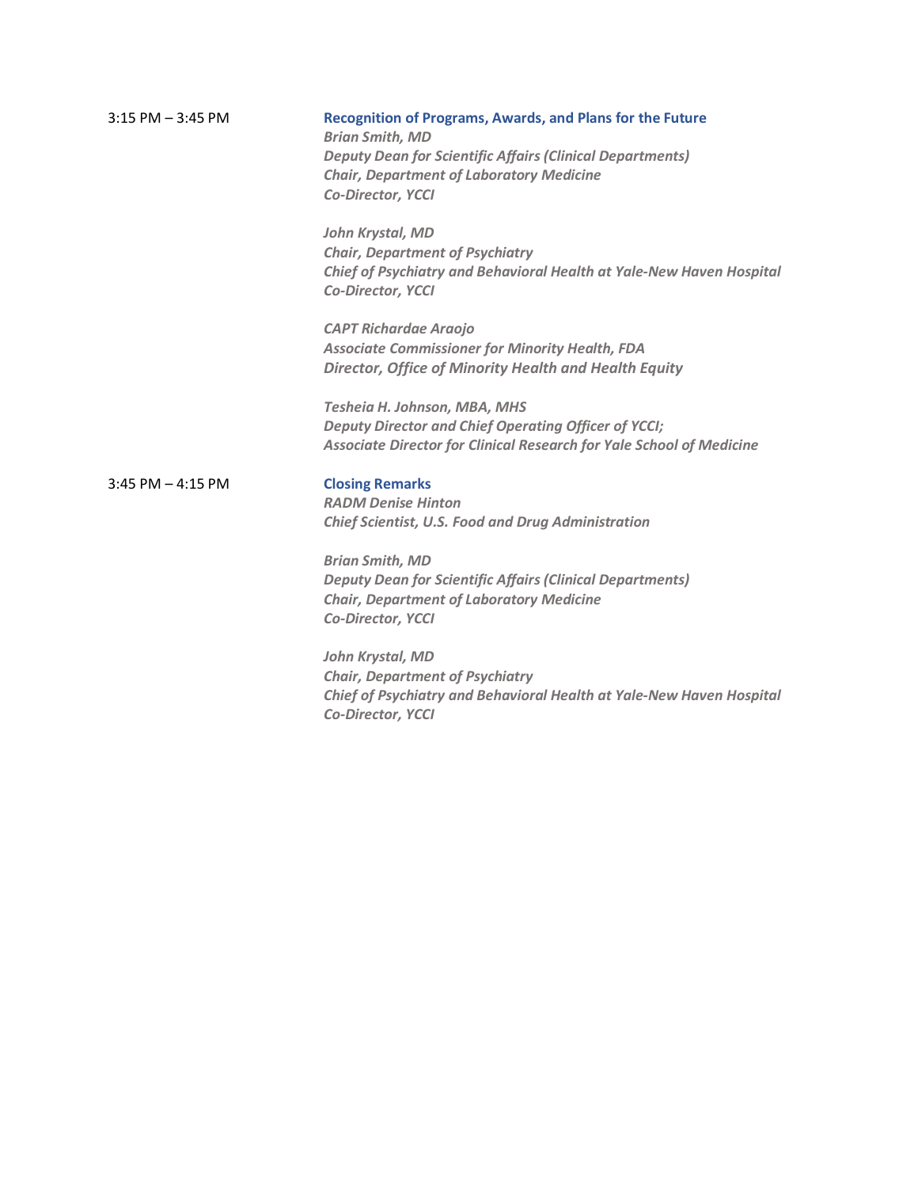3:15 PM – 3:45 PM

**Recognition of Programs, Awards, and Plans for the Future**

***Brian Smith, MD***
***Deputy Dean for Scientific Affairs (Clinical Departments)***
***Chair, Department of Laboratory Medicine***
***Co-Director, YCCI***

***John Krystal, MD***
***Chair, Department of Psychiatry***
***Chief of Psychiatry and Behavioral Health at Yale-New Haven Hospital***
***Co-Director, YCCI***

***CAPT Richardae Araojo***
***Associate Commissioner for Minority Health, FDA***
***Director, Office of Minority Health and Health Equity***

***Tesheia H. Johnson, MBA, MHS***
***Deputy Director and Chief Operating Officer of YCCI;***
***Associate Director for Clinical Research for Yale School of Medicine***

3:45 PM – 4:15 PM

**Closing Remarks**

***RADM Denise Hinton***
***Chief Scientist, U.S. Food and Drug Administration***

***Brian Smith, MD***
***Deputy Dean for Scientific Affairs (Clinical Departments)***
***Chair, Department of Laboratory Medicine***
***Co-Director, YCCI***

***John Krystal, MD***
***Chair, Department of Psychiatry***
***Chief of Psychiatry and Behavioral Health at Yale-New Haven Hospital***
***Co-Director, YCCI***